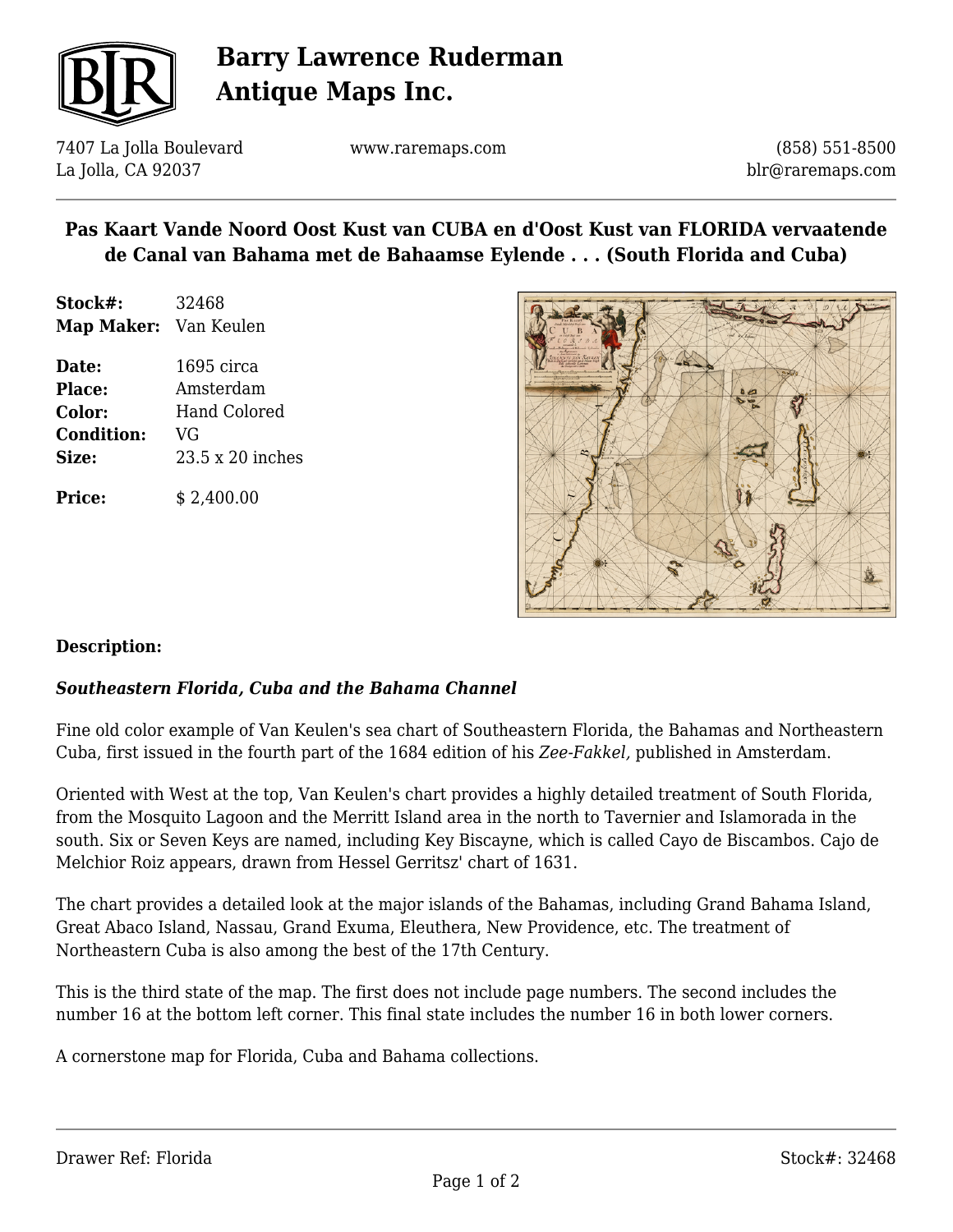# Barry Lawrence Ruderman Antique Maps Inc.

7407 La Jolla Boulevard
La Jolla, CA 92037

www.raremaps.com

(858) 551-8500
blr@raremaps.com

## Pas Kaart Vande Noord Oost Kust van CUBA en d'Oost Kust van FLORIDA vervaatende de Canal van Bahama met de Bahaamse Eylende . . . (South Florida and Cuba)

| | |
|---|---|
| **Stock#:** | 32468 |
| **Map Maker:** | Van Keulen |
| **Date:** | 1695 circa |
| **Place:** | Amsterdam |
| **Color:** | Hand Colored |
| **Condition:** | VG |
| **Size:** | 23.5 x 20 inches |
| **Price:** | $ 2,400.00 |

**Description:**

***Southeastern Florida, Cuba and the Bahama Channel***

Fine old color example of Van Keulen's sea chart of Southeastern Florida, the Bahamas and Northeastern Cuba, first issued in the fourth part of the 1684 edition of his *Zee-Fakkel,* published in Amsterdam.

Oriented with West at the top, Van Keulen's chart provides a highly detailed treatment of South Florida, from the Mosquito Lagoon and the Merritt Island area in the north to Tavernier and Islamorada in the south. Six or Seven Keys are named, including Key Biscayne, which is called Cayo de Biscambos. Cajo de Melchior Roiz appears, drawn from Hessel Gerritsz' chart of 1631.

The chart provides a detailed look at the major islands of the Bahamas, including Grand Bahama Island, Great Abaco Island, Nassau, Grand Exuma, Eleuthera, New Providence, etc. The treatment of Northeastern Cuba is also among the best of the 17th Century.

This is the third state of the map. The first does not include page numbers. The second includes the number 16 at the bottom left corner. This final state includes the number 16 in both lower corners.

A cornerstone map for Florida, Cuba and Bahama collections.

Drawer Ref: Florida

Stock#: 32468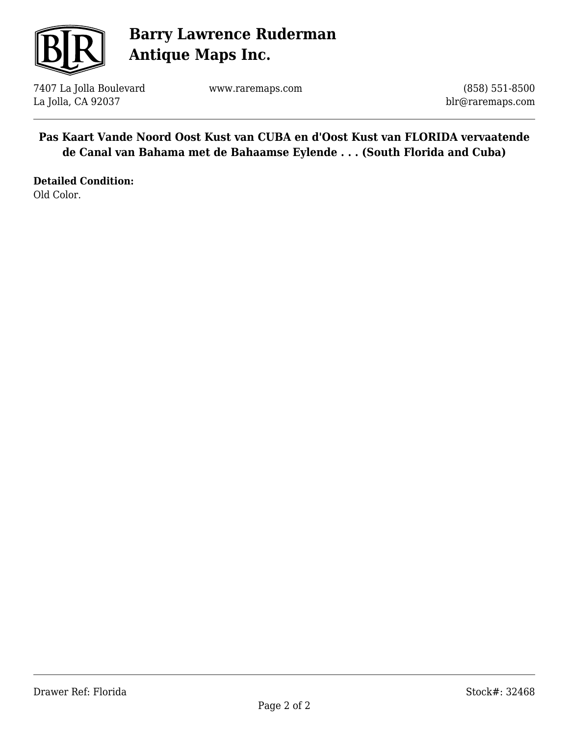# Pas Kaart Vande Noord Oost Kust van CUBA en d'Oost Kust van FLORIDA vervaatende de Canal van Bahama met de Bahaamse Eylende . . . (South Florida and Cuba)

**Detailed Condition:**
Old Color.